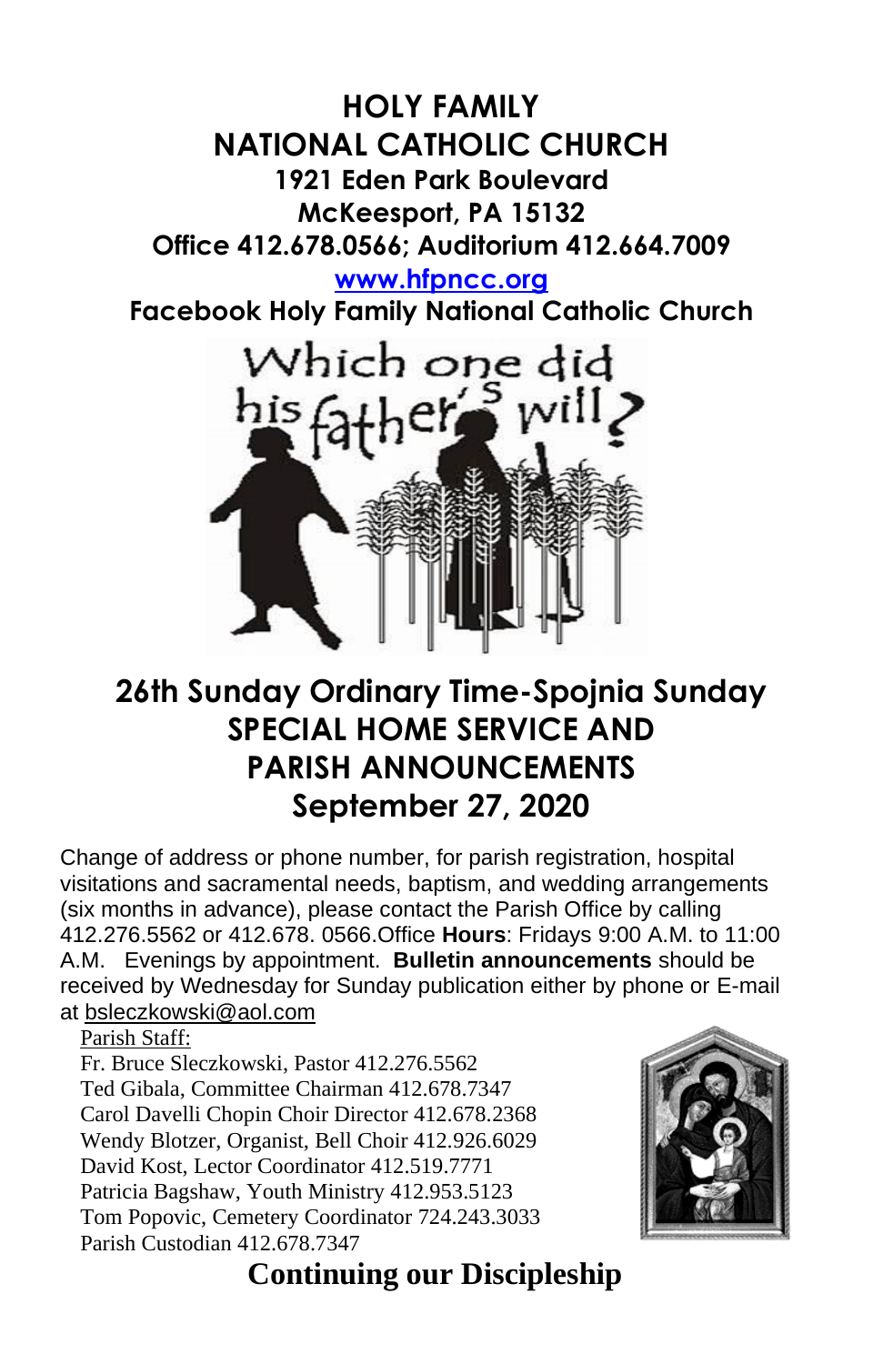# HOLY FAMILY NATIONAL CATHOLIC CHURCH

**1921 Eden Park Boulevard**
**McKeesport, PA 15132**
**Office 412.678.0566; Auditorium 412.664.7009**
**www.hfpncc.org**
**Facebook Holy Family National Catholic Church**

Which one did his father's will?

## 26th Sunday Ordinary Time-Spojnia Sunday
## SPECIAL HOME SERVICE AND PARISH ANNOUNCEMENTS
## September 27, 2020

Change of address or phone number, for parish registration, hospital visitations and sacramental needs, baptism, and wedding arrangements (six months in advance), please contact the Parish Office by calling 412.276.5562 or 412.678. 0566.Office **Hours**: Fridays 9:00 A.M. to 11:00 A.M. Evenings by appointment. **Bulletin announcements** should be received by Wednesday for Sunday publication either by phone or E-mail at bsleczkowski@aol.com

Parish Staff:
Fr. Bruce Sleczkowski, Pastor 412.276.5562
Ted Gibala, Committee Chairman 412.678.7347
Carol Davelli Chopin Choir Director 412.678.2368
Wendy Blotzer, Organist, Bell Choir 412.926.6029
David Kost, Lector Coordinator 412.519.7771
Patricia Bagshaw, Youth Ministry 412.953.5123
Tom Popovic, Cemetery Coordinator 724.243.3033
Parish Custodian 412.678.7347

## Continuing our Discipleship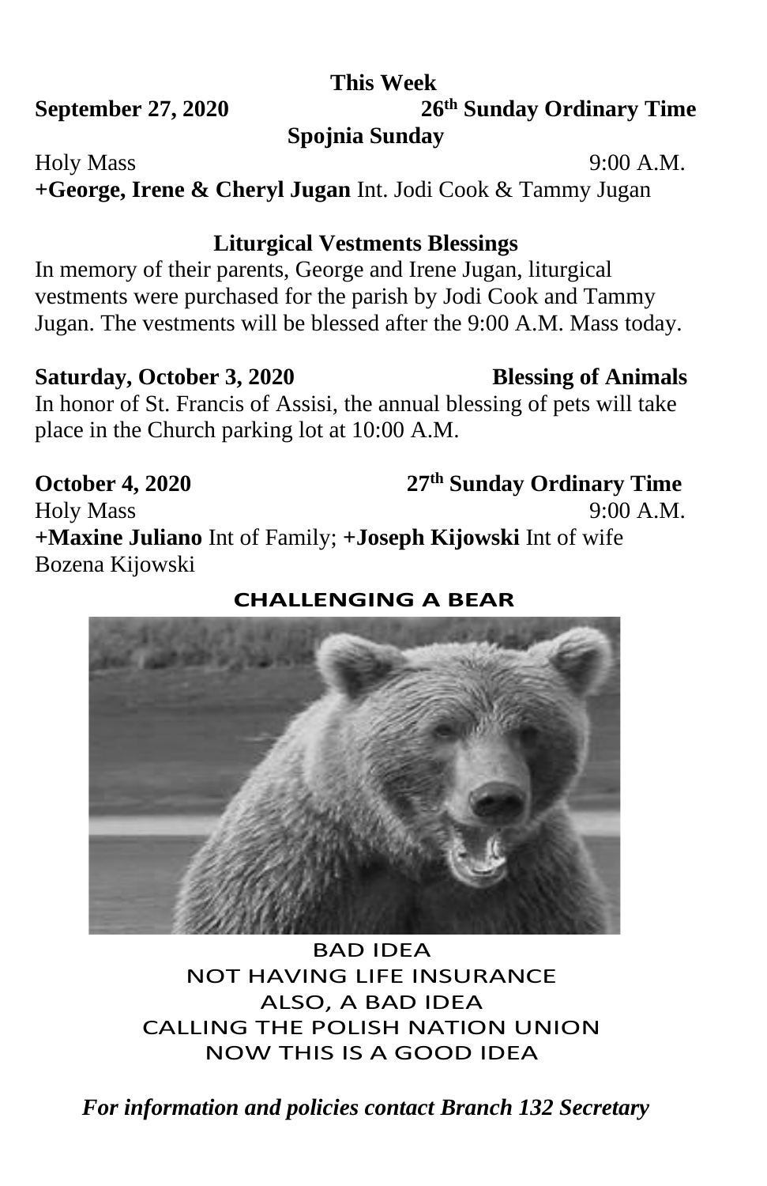### This Week

**September 27, 2020** **26th Sunday Ordinary Time**

**Spojnia Sunday**

Holy Mass 9:00 A.M.

**+George, Irene & Cheryl Jugan** Int. Jodi Cook & Tammy Jugan

**Liturgical Vestments Blessings**

In memory of their parents, George and Irene Jugan, liturgical vestments were purchased for the parish by Jodi Cook and Tammy Jugan. The vestments will be blessed after the 9:00 A.M. Mass today.

**Saturday, October 3, 2020** **Blessing of Animals**

In honor of St. Francis of Assisi, the annual blessing of pets will take place in the Church parking lot at 10:00 A.M.

**October 4, 2020** **27th Sunday Ordinary Time**

Holy Mass 9:00 A.M.

**+Maxine Juliano** Int of Family; **+Joseph Kijowski** Int of wife Bozena Kijowski

**CHALLENGING A BEAR**

BAD IDEA
NOT HAVING LIFE INSURANCE
ALSO, A BAD IDEA
CALLING THE POLISH NATION UNION
NOW THIS IS A GOOD IDEA

***For information and policies contact Branch 132 Secretary***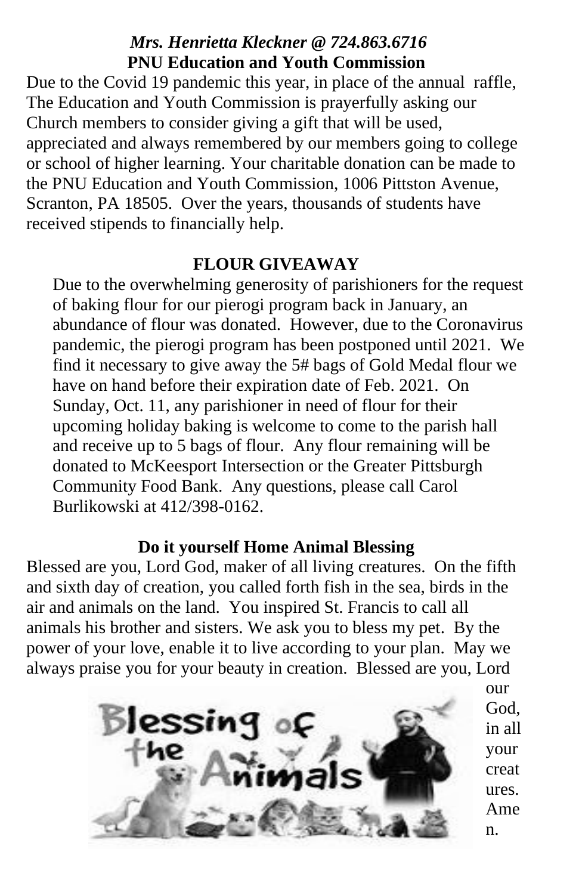***Mrs. Henrietta Kleckner @ 724.863.6716***

**PNU Education and Youth Commission**

Due to the Covid 19 pandemic this year, in place of the annual raffle, The Education and Youth Commission is prayerfully asking our Church members to consider giving a gift that will be used, appreciated and always remembered by our members going to college or school of higher learning. Your charitable donation can be made to the PNU Education and Youth Commission, 1006 Pittston Avenue, Scranton, PA 18505. Over the years, thousands of students have received stipends to financially help.

**FLOUR GIVEAWAY**

Due to the overwhelming generosity of parishioners for the request of baking flour for our pierogi program back in January, an abundance of flour was donated. However, due to the Coronavirus pandemic, the pierogi program has been postponed until 2021. We find it necessary to give away the 5# bags of Gold Medal flour we have on hand before their expiration date of Feb. 2021. On Sunday, Oct. 11, any parishioner in need of flour for their upcoming holiday baking is welcome to come to the parish hall and receive up to 5 bags of flour. Any flour remaining will be donated to McKeesport Intersection or the Greater Pittsburgh Community Food Bank. Any questions, please call Carol Burlikowski at 412/398-0162.

**Do it yourself Home Animal Blessing**

Blessed are you, Lord God, maker of all living creatures. On the fifth and sixth day of creation, you called forth fish in the sea, birds in the air and animals on the land. You inspired St. Francis to call all animals his brother and sisters. We ask you to bless my pet. By the power of your love, enable it to live according to your plan. May we always praise you for your beauty in creation. Blessed are you, Lord our God, in all your creatures. Amen.